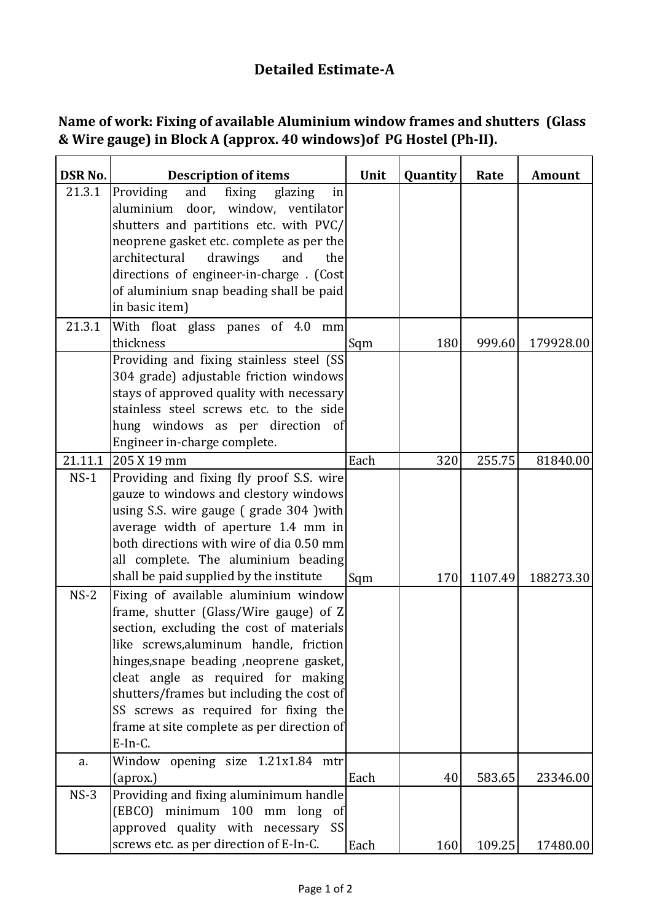# Detailed Estimate-A

**Name of work: Fixing of available Aluminium window frames and shutters (Glass & Wire gauge) in Block A (approx. 40 windows)of PG Hostel (Ph-II).**

| DSR No. | Description of items | Unit | Quantity | Rate | Amount |
|---|---|---|---|---|---|
| 21.3.1 | Providing and fixing glazing in aluminium door, window, ventilator shutters and partitions etc. with PVC/ neoprene gasket etc. complete as per the architectural drawings and the directions of engineer-in-charge . (Cost of aluminium snap beading shall be paid in basic item) | | | | |
| 21.3.1 | With float glass panes of 4.0 mm thickness | Sqm | 180 | 999.60 | 179928.00 |
| | Providing and fixing stainless steel (SS 304 grade) adjustable friction windows stays of approved quality with necessary stainless steel screws etc. to the side hung windows as per direction of Engineer in-charge complete. | | | | |
| 21.11.1 | 205 X 19 mm | Each | 320 | 255.75 | 81840.00 |
| NS-1 | Providing and fixing fly proof S.S. wire gauze to windows and clestory windows using S.S. wire gauge ( grade 304 )with average width of aperture 1.4 mm in both directions with wire of dia 0.50 mm all complete. The aluminium beading shall be paid supplied by the institute | Sqm | 170 | 1107.49 | 188273.30 |
| NS-2 | Fixing of available aluminium window frame, shutter (Glass/Wire gauge) of Z section, excluding the cost of materials like screws,aluminum handle, friction hinges,snape beading ,neoprene gasket, cleat angle as required for making shutters/frames but including the cost of SS screws as required for fixing the frame at site complete as per direction of E-In-C. | | | | |
| a. | Window opening size 1.21x1.84 mtr (aprox.) | Each | 40 | 583.65 | 23346.00 |
| NS-3 | Providing and fixing aluminimum handle (EBCO) minimum 100 mm long of approved quality with necessary SS screws etc. as per direction of E-In-C. | Each | 160 | 109.25 | 17480.00 |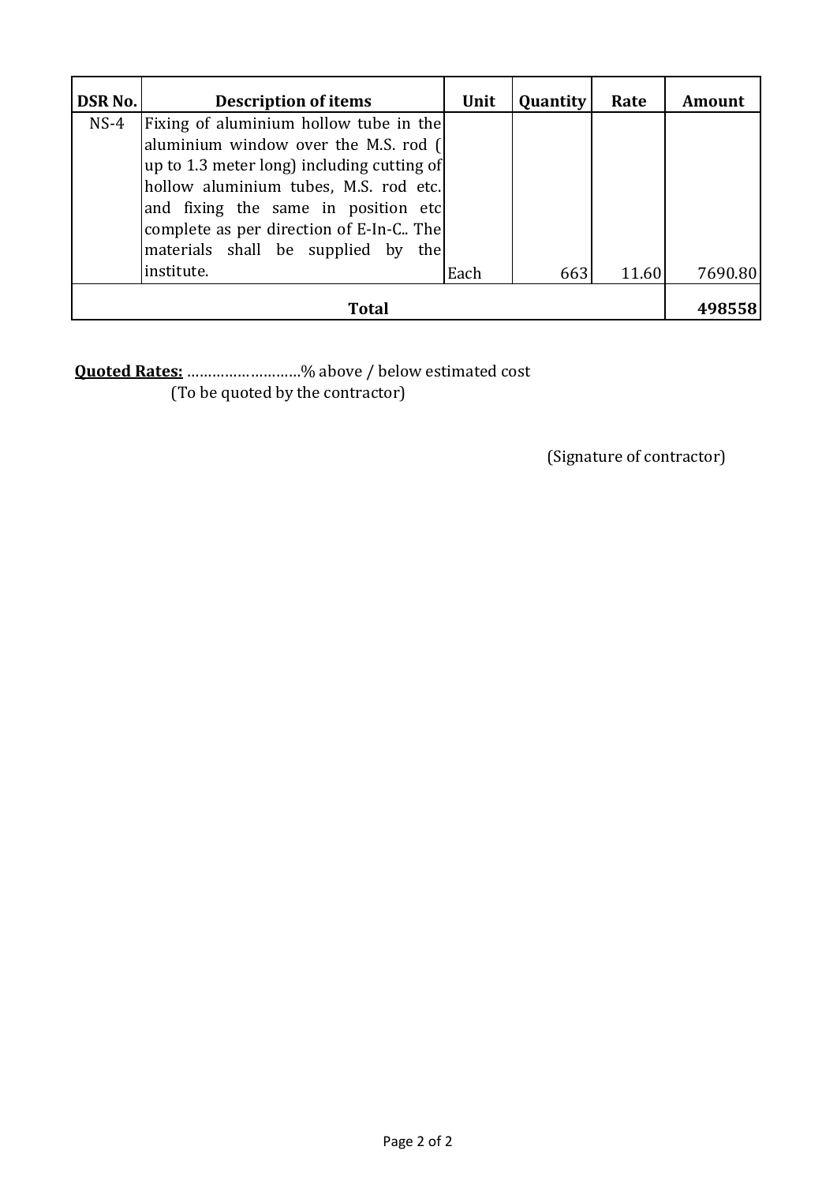| DSR No. | Description of items | Unit | Quantity | Rate | Amount |
| --- | --- | --- | --- | --- | --- |
| NS-4 | Fixing of aluminium hollow tube in the aluminium window over the M.S. rod ( up to 1.3 meter long) including cutting of hollow aluminium tubes, M.S. rod etc. and fixing the same in position etc complete as per direction of E-In-C.. The materials shall be supplied by the institute. | Each | 663 | 11.60 | 7690.80 |
| | **Total** | | | | **498558** |

**Quoted Rates:** ………………………% above / below estimated cost
(To be quoted by the contractor)

(Signature of contractor)